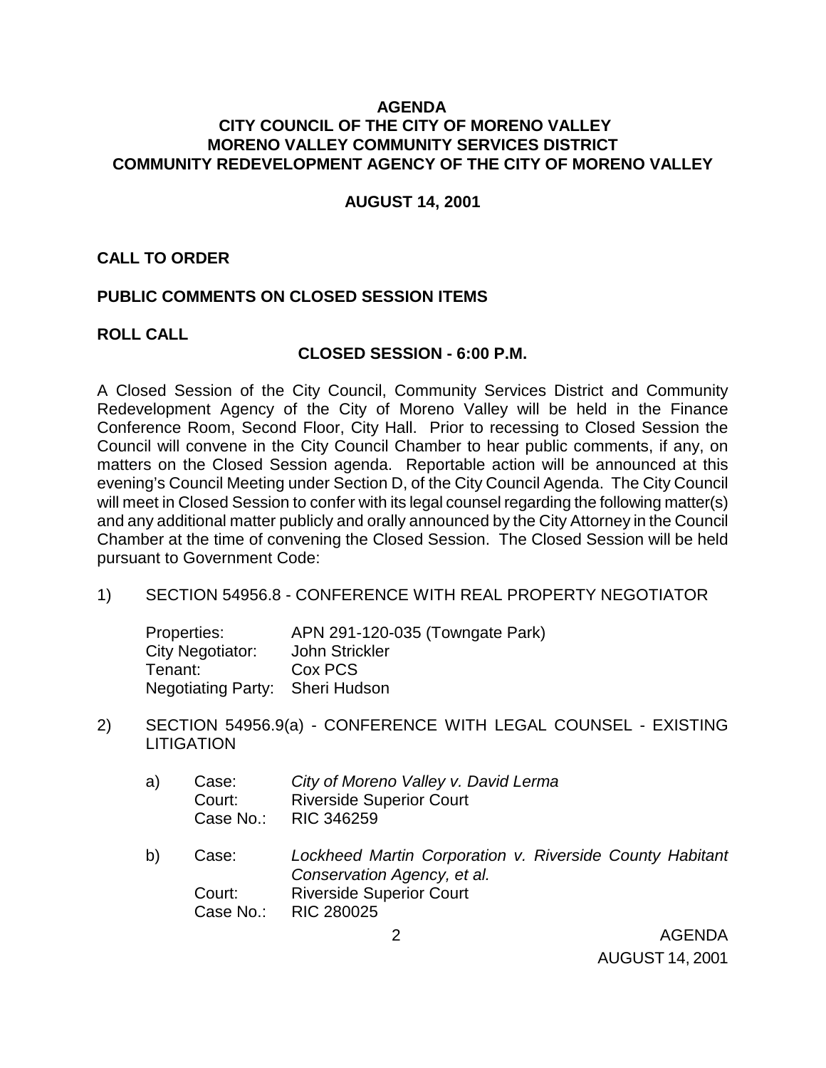# AGENDA
## CITY COUNCIL OF THE CITY OF MORENO VALLEY
## MORENO VALLEY COMMUNITY SERVICES DISTRICT
## COMMUNITY REDEVELOPMENT AGENCY OF THE CITY OF MORENO VALLEY

**AUGUST 14, 2001**

**CALL TO ORDER**

**PUBLIC COMMENTS ON CLOSED SESSION ITEMS**

**ROLL CALL**

**CLOSED SESSION - 6:00 P.M.**

A Closed Session of the City Council, Community Services District and Community Redevelopment Agency of the City of Moreno Valley will be held in the Finance Conference Room, Second Floor, City Hall. Prior to recessing to Closed Session the Council will convene in the City Council Chamber to hear public comments, if any, on matters on the Closed Session agenda. Reportable action will be announced at this evening's Council Meeting under Section D, of the City Council Agenda. The City Council will meet in Closed Session to confer with its legal counsel regarding the following matter(s) and any additional matter publicly and orally announced by the City Attorney in the Council Chamber at the time of convening the Closed Session. The Closed Session will be held pursuant to Government Code:

1) SECTION 54956.8 - CONFERENCE WITH REAL PROPERTY NEGOTIATOR

   Properties: APN 291-120-035 (Towngate Park)
   City Negotiator: John Strickler
   Tenant: Cox PCS
   Negotiating Party: Sheri Hudson

2) SECTION 54956.9(a) - CONFERENCE WITH LEGAL COUNSEL - EXISTING LITIGATION

   a) Case: *City of Moreno Valley v. David Lerma*
      Court: Riverside Superior Court
      Case No.: RIC 346259

   b) Case: *Lockheed Martin Corporation v. Riverside County Habitant Conservation Agency, et al.*
      Court: Riverside Superior Court
      Case No.: RIC 280025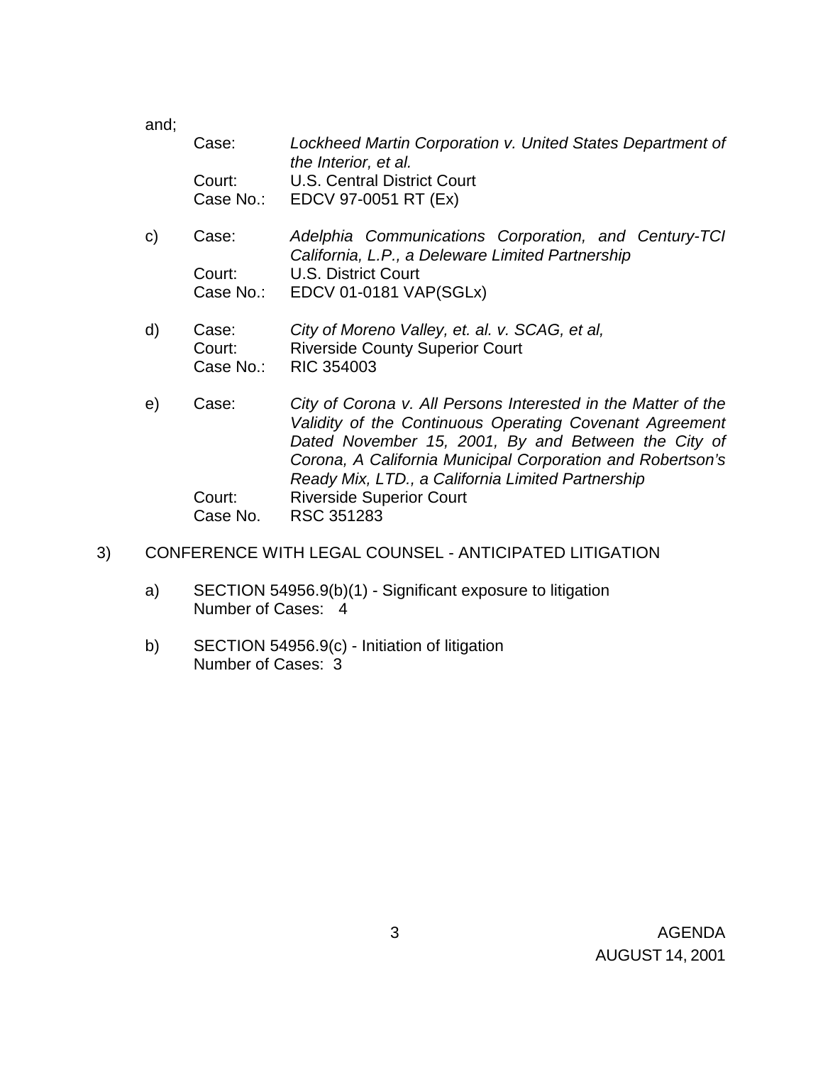and;

Case: *Lockheed Martin Corporation v. United States Department of the Interior, et al.*
Court: U.S. Central District Court
Case No.: EDCV 97-0051 RT (Ex)

c) Case: *Adelphia Communications Corporation, and Century-TCI California, L.P., a Deleware Limited Partnership*
Court: U.S. District Court
Case No.: EDCV 01-0181 VAP(SGLx)

d) Case: *City of Moreno Valley, et. al. v. SCAG, et al,*
Court: Riverside County Superior Court
Case No.: RIC 354003

e) Case: *City of Corona v. All Persons Interested in the Matter of the Validity of the Continuous Operating Covenant Agreement Dated November 15, 2001, By and Between the City of Corona, A California Municipal Corporation and Robertson's Ready Mix, LTD., a California Limited Partnership*
Court: Riverside Superior Court
Case No. RSC 351283

3) CONFERENCE WITH LEGAL COUNSEL - ANTICIPATED LITIGATION

a) SECTION 54956.9(b)(1) - Significant exposure to litigation
Number of Cases: 4

b) SECTION 54956.9(c) - Initiation of litigation
Number of Cases: 3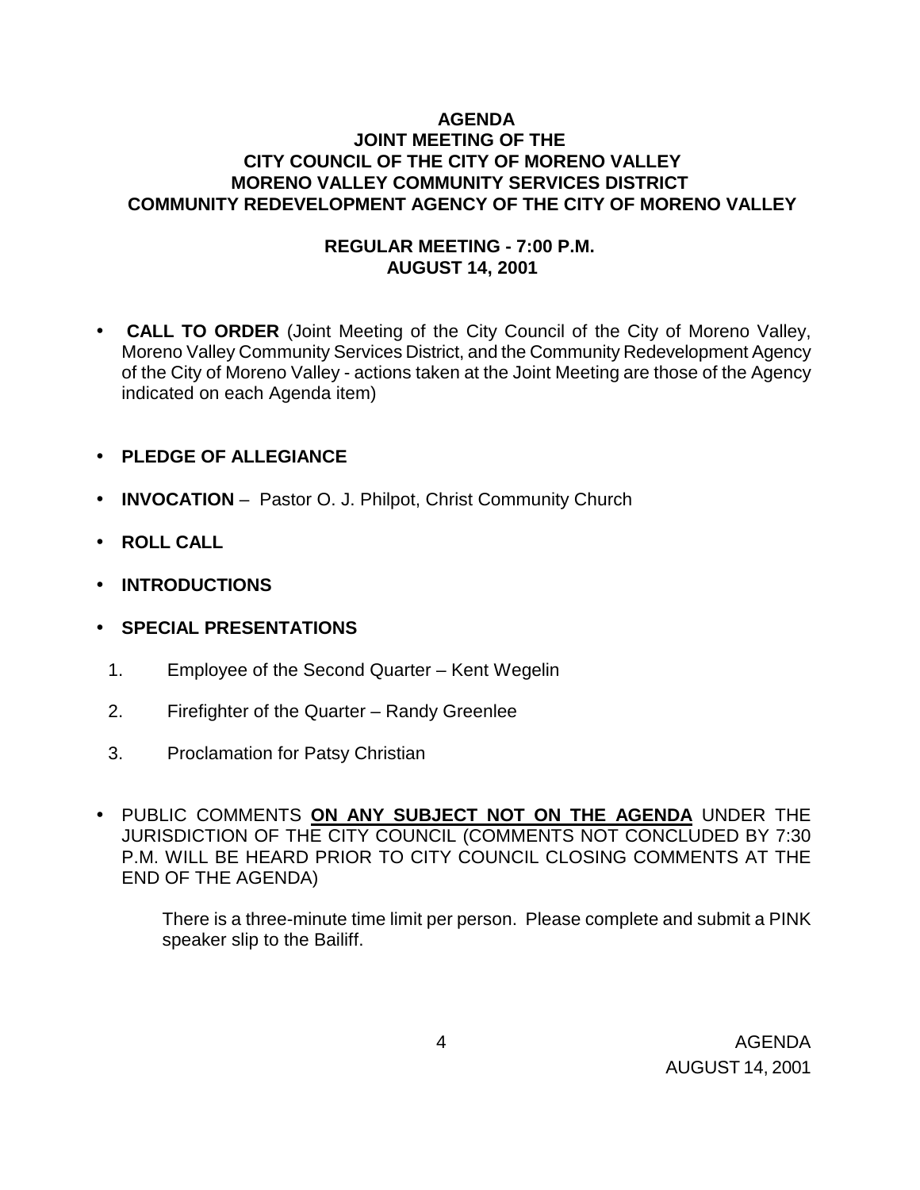# AGENDA
# JOINT MEETING OF THE
# CITY COUNCIL OF THE CITY OF MORENO VALLEY
# MORENO VALLEY COMMUNITY SERVICES DISTRICT
# COMMUNITY REDEVELOPMENT AGENCY OF THE CITY OF MORENO VALLEY

## REGULAR MEETING - 7:00 P.M.
## AUGUST 14, 2001

- **CALL TO ORDER** (Joint Meeting of the City Council of the City of Moreno Valley, Moreno Valley Community Services District, and the Community Redevelopment Agency of the City of Moreno Valley - actions taken at the Joint Meeting are those of the Agency indicated on each Agenda item)

- **PLEDGE OF ALLEGIANCE**

- **INVOCATION** – Pastor O. J. Philpot, Christ Community Church

- **ROLL CALL**

- **INTRODUCTIONS**

- **SPECIAL PRESENTATIONS**

  1. Employee of the Second Quarter – Kent Wegelin
  2. Firefighter of the Quarter – Randy Greenlee
  3. Proclamation for Patsy Christian

- PUBLIC COMMENTS **ON ANY SUBJECT NOT ON THE AGENDA** UNDER THE JURISDICTION OF THE CITY COUNCIL (COMMENTS NOT CONCLUDED BY 7:30 P.M. WILL BE HEARD PRIOR TO CITY COUNCIL CLOSING COMMENTS AT THE END OF THE AGENDA)

  There is a three-minute time limit per person. Please complete and submit a PINK speaker slip to the Bailiff.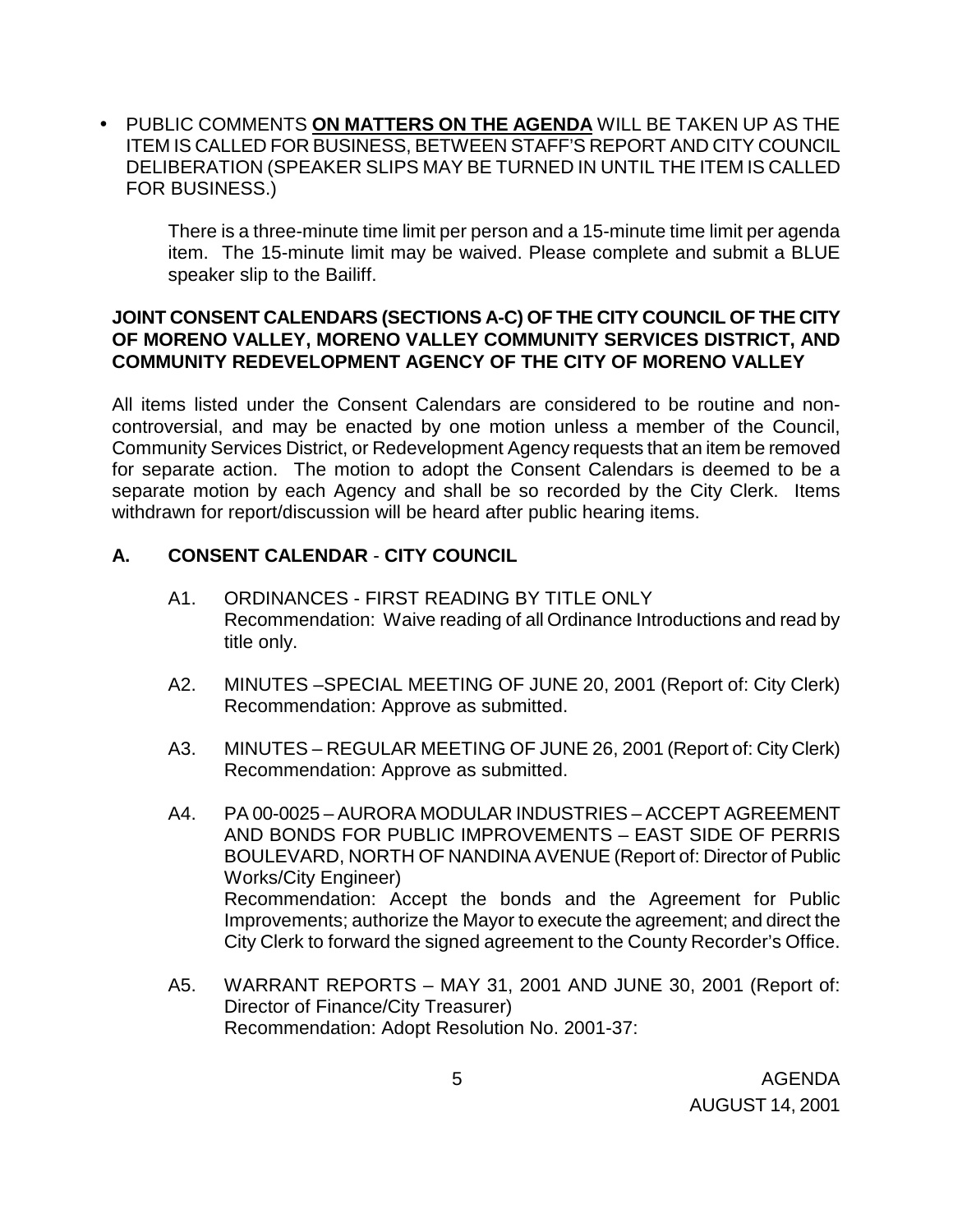- PUBLIC COMMENTS **ON MATTERS ON THE AGENDA** WILL BE TAKEN UP AS THE ITEM IS CALLED FOR BUSINESS, BETWEEN STAFF'S REPORT AND CITY COUNCIL DELIBERATION (SPEAKER SLIPS MAY BE TURNED IN UNTIL THE ITEM IS CALLED FOR BUSINESS.)

  There is a three-minute time limit per person and a 15-minute time limit per agenda item. The 15-minute limit may be waived. Please complete and submit a BLUE speaker slip to the Bailiff.

**JOINT CONSENT CALENDARS (SECTIONS A-C) OF THE CITY COUNCIL OF THE CITY OF MORENO VALLEY, MORENO VALLEY COMMUNITY SERVICES DISTRICT, AND COMMUNITY REDEVELOPMENT AGENCY OF THE CITY OF MORENO VALLEY**

All items listed under the Consent Calendars are considered to be routine and non-controversial, and may be enacted by one motion unless a member of the Council, Community Services District, or Redevelopment Agency requests that an item be removed for separate action. The motion to adopt the Consent Calendars is deemed to be a separate motion by each Agency and shall be so recorded by the City Clerk. Items withdrawn for report/discussion will be heard after public hearing items.

## A. CONSENT CALENDAR - CITY COUNCIL

A1. ORDINANCES - FIRST READING BY TITLE ONLY
Recommendation: Waive reading of all Ordinance Introductions and read by title only.

A2. MINUTES –SPECIAL MEETING OF JUNE 20, 2001 (Report of: City Clerk)
Recommendation: Approve as submitted.

A3. MINUTES – REGULAR MEETING OF JUNE 26, 2001 (Report of: City Clerk)
Recommendation: Approve as submitted.

A4. PA 00-0025 – AURORA MODULAR INDUSTRIES – ACCEPT AGREEMENT AND BONDS FOR PUBLIC IMPROVEMENTS – EAST SIDE OF PERRIS BOULEVARD, NORTH OF NANDINA AVENUE (Report of: Director of Public Works/City Engineer)
Recommendation: Accept the bonds and the Agreement for Public Improvements; authorize the Mayor to execute the agreement; and direct the City Clerk to forward the signed agreement to the County Recorder's Office.

A5. WARRANT REPORTS – MAY 31, 2001 AND JUNE 30, 2001 (Report of: Director of Finance/City Treasurer)
Recommendation: Adopt Resolution No. 2001-37: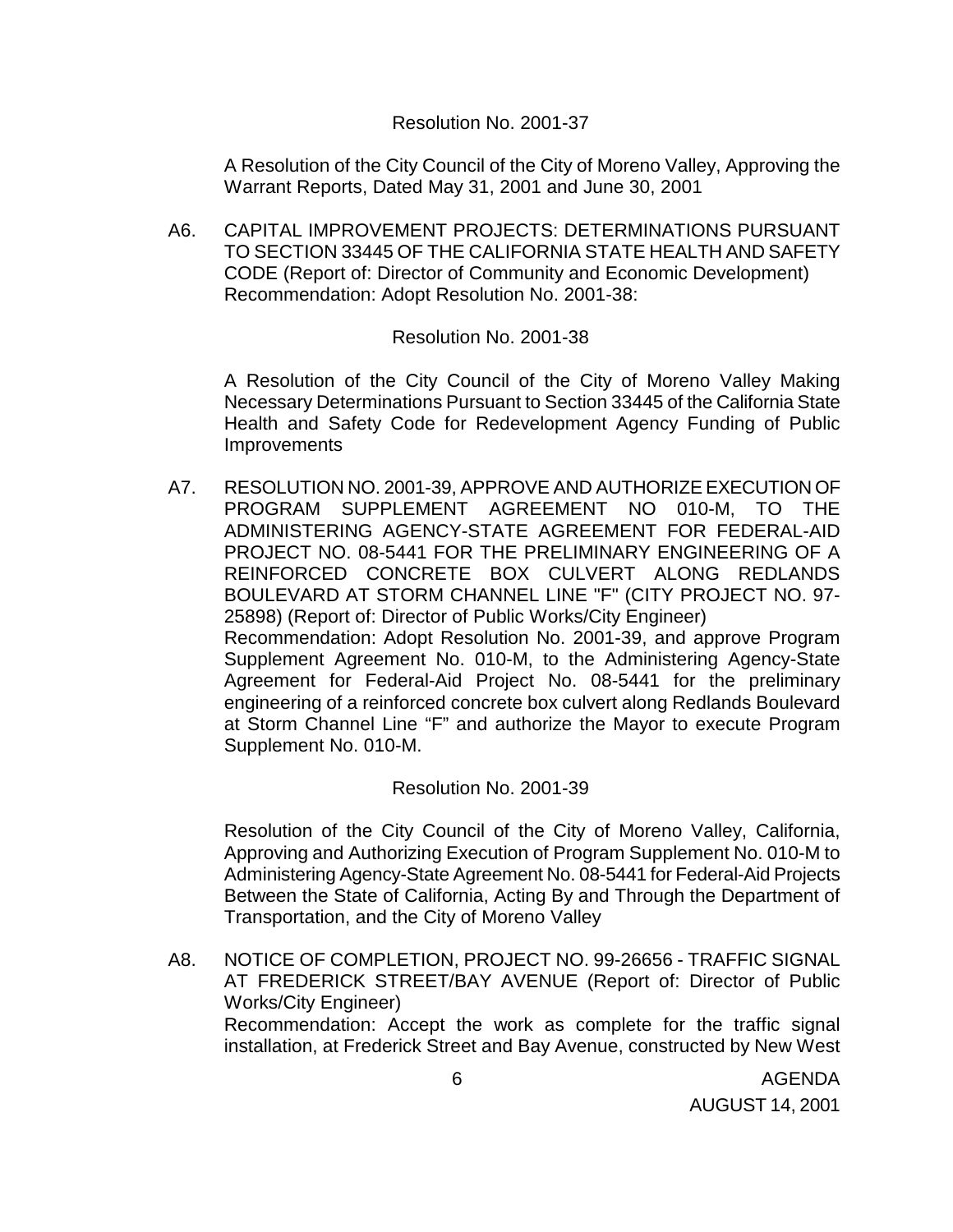Resolution No. 2001-37

A Resolution of the City Council of the City of Moreno Valley, Approving the Warrant Reports, Dated May 31, 2001 and June 30, 2001

A6. CAPITAL IMPROVEMENT PROJECTS: DETERMINATIONS PURSUANT TO SECTION 33445 OF THE CALIFORNIA STATE HEALTH AND SAFETY CODE (Report of: Director of Community and Economic Development)
Recommendation: Adopt Resolution No. 2001-38:

Resolution No. 2001-38

A Resolution of the City Council of the City of Moreno Valley Making Necessary Determinations Pursuant to Section 33445 of the California State Health and Safety Code for Redevelopment Agency Funding of Public Improvements

A7. RESOLUTION NO. 2001-39, APPROVE AND AUTHORIZE EXECUTION OF PROGRAM SUPPLEMENT AGREEMENT NO 010-M, TO THE ADMINISTERING AGENCY-STATE AGREEMENT FOR FEDERAL-AID PROJECT NO. 08-5441 FOR THE PRELIMINARY ENGINEERING OF A REINFORCED CONCRETE BOX CULVERT ALONG REDLANDS BOULEVARD AT STORM CHANNEL LINE "F" (CITY PROJECT NO. 97-25898) (Report of: Director of Public Works/City Engineer)
Recommendation: Adopt Resolution No. 2001-39, and approve Program Supplement Agreement No. 010-M, to the Administering Agency-State Agreement for Federal-Aid Project No. 08-5441 for the preliminary engineering of a reinforced concrete box culvert along Redlands Boulevard at Storm Channel Line "F" and authorize the Mayor to execute Program Supplement No. 010-M.

Resolution No. 2001-39

Resolution of the City Council of the City of Moreno Valley, California, Approving and Authorizing Execution of Program Supplement No. 010-M to Administering Agency-State Agreement No. 08-5441 for Federal-Aid Projects Between the State of California, Acting By and Through the Department of Transportation, and the City of Moreno Valley

A8. NOTICE OF COMPLETION, PROJECT NO. 99-26656 - TRAFFIC SIGNAL AT FREDERICK STREET/BAY AVENUE (Report of: Director of Public Works/City Engineer)
Recommendation: Accept the work as complete for the traffic signal installation, at Frederick Street and Bay Avenue, constructed by New West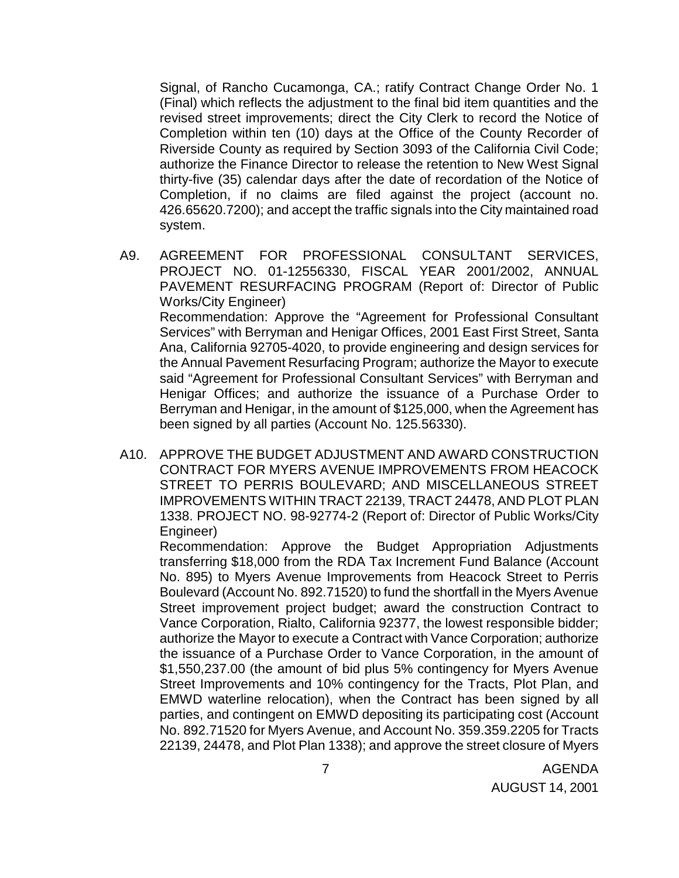Signal, of Rancho Cucamonga, CA.; ratify Contract Change Order No. 1 (Final) which reflects the adjustment to the final bid item quantities and the revised street improvements; direct the City Clerk to record the Notice of Completion within ten (10) days at the Office of the County Recorder of Riverside County as required by Section 3093 of the California Civil Code; authorize the Finance Director to release the retention to New West Signal thirty-five (35) calendar days after the date of recordation of the Notice of Completion, if no claims are filed against the project (account no. 426.65620.7200); and accept the traffic signals into the City maintained road system.

A9. AGREEMENT FOR PROFESSIONAL CONSULTANT SERVICES, PROJECT NO. 01-12556330, FISCAL YEAR 2001/2002, ANNUAL PAVEMENT RESURFACING PROGRAM (Report of: Director of Public Works/City Engineer)

Recommendation: Approve the "Agreement for Professional Consultant Services" with Berryman and Henigar Offices, 2001 East First Street, Santa Ana, California 92705-4020, to provide engineering and design services for the Annual Pavement Resurfacing Program; authorize the Mayor to execute said "Agreement for Professional Consultant Services" with Berryman and Henigar Offices; and authorize the issuance of a Purchase Order to Berryman and Henigar, in the amount of $125,000, when the Agreement has been signed by all parties (Account No. 125.56330).

A10. APPROVE THE BUDGET ADJUSTMENT AND AWARD CONSTRUCTION CONTRACT FOR MYERS AVENUE IMPROVEMENTS FROM HEACOCK STREET TO PERRIS BOULEVARD; AND MISCELLANEOUS STREET IMPROVEMENTS WITHIN TRACT 22139, TRACT 24478, AND PLOT PLAN 1338. PROJECT NO. 98-92774-2 (Report of: Director of Public Works/City Engineer)

Recommendation: Approve the Budget Appropriation Adjustments transferring $18,000 from the RDA Tax Increment Fund Balance (Account No. 895) to Myers Avenue Improvements from Heacock Street to Perris Boulevard (Account No. 892.71520) to fund the shortfall in the Myers Avenue Street improvement project budget; award the construction Contract to Vance Corporation, Rialto, California 92377, the lowest responsible bidder; authorize the Mayor to execute a Contract with Vance Corporation; authorize the issuance of a Purchase Order to Vance Corporation, in the amount of $1,550,237.00 (the amount of bid plus 5% contingency for Myers Avenue Street Improvements and 10% contingency for the Tracts, Plot Plan, and EMWD waterline relocation), when the Contract has been signed by all parties, and contingent on EMWD depositing its participating cost (Account No. 892.71520 for Myers Avenue, and Account No. 359.359.2205 for Tracts 22139, 24478, and Plot Plan 1338); and approve the street closure of Myers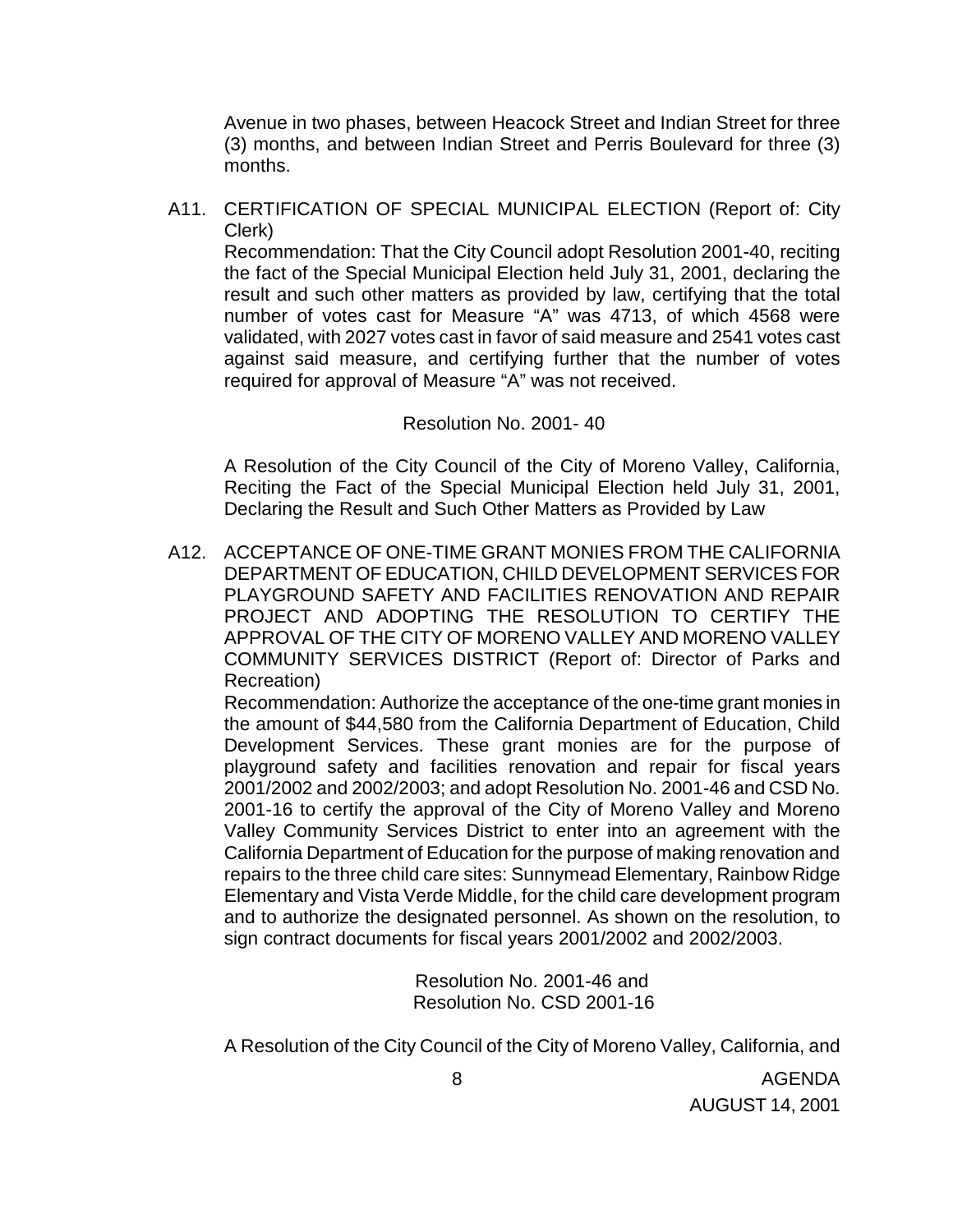Avenue in two phases, between Heacock Street and Indian Street for three (3) months, and between Indian Street and Perris Boulevard for three (3) months.

A11. CERTIFICATION OF SPECIAL MUNICIPAL ELECTION (Report of: City Clerk)

Recommendation: That the City Council adopt Resolution 2001-40, reciting the fact of the Special Municipal Election held July 31, 2001, declaring the result and such other matters as provided by law, certifying that the total number of votes cast for Measure "A" was 4713, of which 4568 were validated, with 2027 votes cast in favor of said measure and 2541 votes cast against said measure, and certifying further that the number of votes required for approval of Measure "A" was not received.

Resolution No. 2001- 40

A Resolution of the City Council of the City of Moreno Valley, California, Reciting the Fact of the Special Municipal Election held July 31, 2001, Declaring the Result and Such Other Matters as Provided by Law

A12. ACCEPTANCE OF ONE-TIME GRANT MONIES FROM THE CALIFORNIA DEPARTMENT OF EDUCATION, CHILD DEVELOPMENT SERVICES FOR PLAYGROUND SAFETY AND FACILITIES RENOVATION AND REPAIR PROJECT AND ADOPTING THE RESOLUTION TO CERTIFY THE APPROVAL OF THE CITY OF MORENO VALLEY AND MORENO VALLEY COMMUNITY SERVICES DISTRICT (Report of: Director of Parks and Recreation)

Recommendation: Authorize the acceptance of the one-time grant monies in the amount of $44,580 from the California Department of Education, Child Development Services. These grant monies are for the purpose of playground safety and facilities renovation and repair for fiscal years 2001/2002 and 2002/2003; and adopt Resolution No. 2001-46 and CSD No. 2001-16 to certify the approval of the City of Moreno Valley and Moreno Valley Community Services District to enter into an agreement with the California Department of Education for the purpose of making renovation and repairs to the three child care sites: Sunnymead Elementary, Rainbow Ridge Elementary and Vista Verde Middle, for the child care development program and to authorize the designated personnel. As shown on the resolution, to sign contract documents for fiscal years 2001/2002 and 2002/2003.

Resolution No. 2001-46 and
Resolution No. CSD 2001-16

A Resolution of the City Council of the City of Moreno Valley, California, and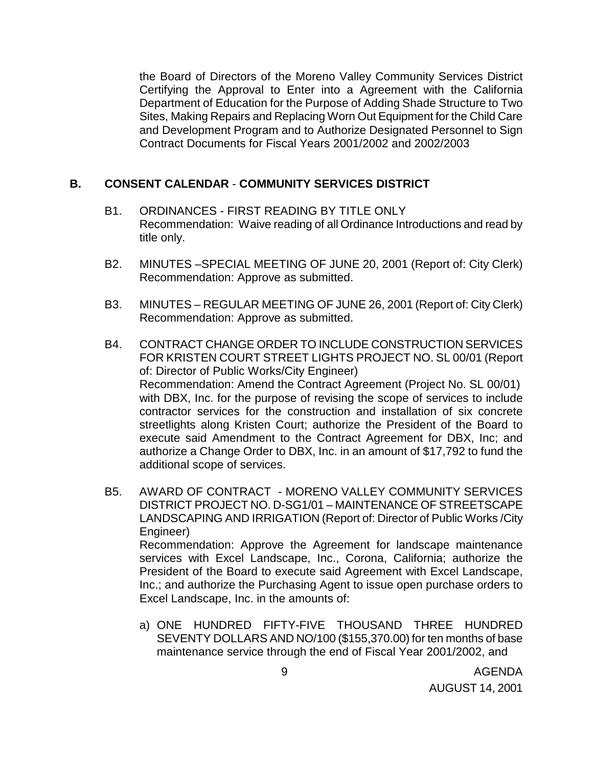the Board of Directors of the Moreno Valley Community Services District Certifying the Approval to Enter into a Agreement with the California Department of Education for the Purpose of Adding Shade Structure to Two Sites, Making Repairs and Replacing Worn Out Equipment for the Child Care and Development Program and to Authorize Designated Personnel to Sign Contract Documents for Fiscal Years 2001/2002 and 2002/2003

## B. CONSENT CALENDAR - COMMUNITY SERVICES DISTRICT

B1. ORDINANCES - FIRST READING BY TITLE ONLY
Recommendation: Waive reading of all Ordinance Introductions and read by title only.

B2. MINUTES –SPECIAL MEETING OF JUNE 20, 2001 (Report of: City Clerk)
Recommendation: Approve as submitted.

B3. MINUTES – REGULAR MEETING OF JUNE 26, 2001 (Report of: City Clerk)
Recommendation: Approve as submitted.

B4. CONTRACT CHANGE ORDER TO INCLUDE CONSTRUCTION SERVICES FOR KRISTEN COURT STREET LIGHTS PROJECT NO. SL 00/01 (Report of: Director of Public Works/City Engineer)
Recommendation: Amend the Contract Agreement (Project No. SL 00/01) with DBX, Inc. for the purpose of revising the scope of services to include contractor services for the construction and installation of six concrete streetlights along Kristen Court; authorize the President of the Board to execute said Amendment to the Contract Agreement for DBX, Inc; and authorize a Change Order to DBX, Inc. in an amount of $17,792 to fund the additional scope of services.

B5. AWARD OF CONTRACT - MORENO VALLEY COMMUNITY SERVICES DISTRICT PROJECT NO. D-SG1/01 – MAINTENANCE OF STREETSCAPE LANDSCAPING AND IRRIGATION (Report of: Director of Public Works /City Engineer)
Recommendation: Approve the Agreement for landscape maintenance services with Excel Landscape, Inc., Corona, California; authorize the President of the Board to execute said Agreement with Excel Landscape, Inc.; and authorize the Purchasing Agent to issue open purchase orders to Excel Landscape, Inc. in the amounts of:

a) ONE HUNDRED FIFTY-FIVE THOUSAND THREE HUNDRED SEVENTY DOLLARS AND NO/100 ($155,370.00) for ten months of base maintenance service through the end of Fiscal Year 2001/2002, and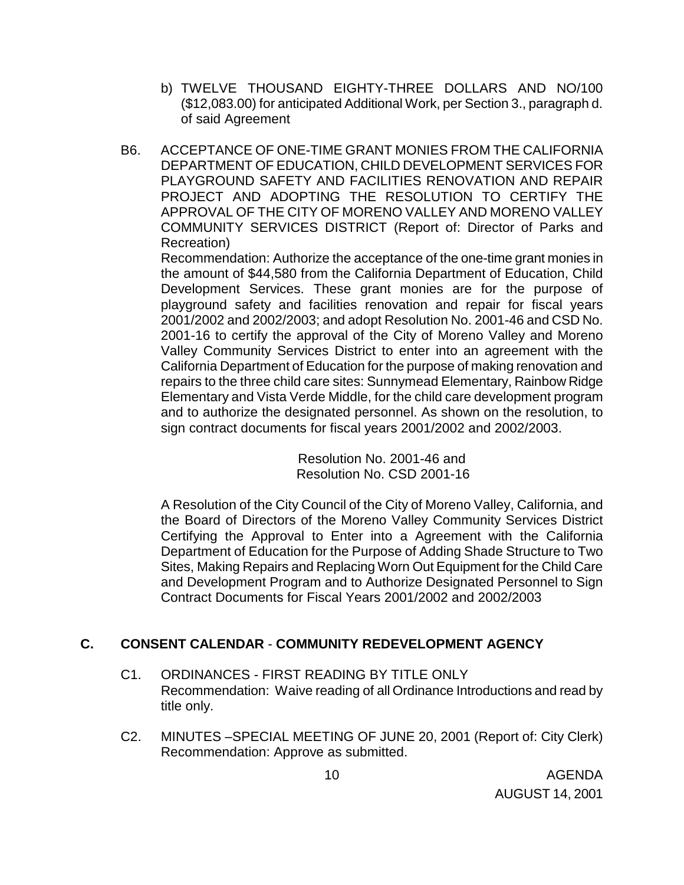b) TWELVE THOUSAND EIGHTY-THREE DOLLARS AND NO/100 ($12,083.00) for anticipated Additional Work, per Section 3., paragraph d. of said Agreement

B6. ACCEPTANCE OF ONE-TIME GRANT MONIES FROM THE CALIFORNIA DEPARTMENT OF EDUCATION, CHILD DEVELOPMENT SERVICES FOR PLAYGROUND SAFETY AND FACILITIES RENOVATION AND REPAIR PROJECT AND ADOPTING THE RESOLUTION TO CERTIFY THE APPROVAL OF THE CITY OF MORENO VALLEY AND MORENO VALLEY COMMUNITY SERVICES DISTRICT (Report of: Director of Parks and Recreation)

Recommendation: Authorize the acceptance of the one-time grant monies in the amount of $44,580 from the California Department of Education, Child Development Services. These grant monies are for the purpose of playground safety and facilities renovation and repair for fiscal years 2001/2002 and 2002/2003; and adopt Resolution No. 2001-46 and CSD No. 2001-16 to certify the approval of the City of Moreno Valley and Moreno Valley Community Services District to enter into an agreement with the California Department of Education for the purpose of making renovation and repairs to the three child care sites: Sunnymead Elementary, Rainbow Ridge Elementary and Vista Verde Middle, for the child care development program and to authorize the designated personnel. As shown on the resolution, to sign contract documents for fiscal years 2001/2002 and 2002/2003.

Resolution No. 2001-46 and
Resolution No. CSD 2001-16

A Resolution of the City Council of the City of Moreno Valley, California, and the Board of Directors of the Moreno Valley Community Services District Certifying the Approval to Enter into a Agreement with the California Department of Education for the Purpose of Adding Shade Structure to Two Sites, Making Repairs and Replacing Worn Out Equipment for the Child Care and Development Program and to Authorize Designated Personnel to Sign Contract Documents for Fiscal Years 2001/2002 and 2002/2003

## C. CONSENT CALENDAR - COMMUNITY REDEVELOPMENT AGENCY

C1. ORDINANCES - FIRST READING BY TITLE ONLY
Recommendation: Waive reading of all Ordinance Introductions and read by title only.

C2. MINUTES –SPECIAL MEETING OF JUNE 20, 2001 (Report of: City Clerk)
Recommendation: Approve as submitted.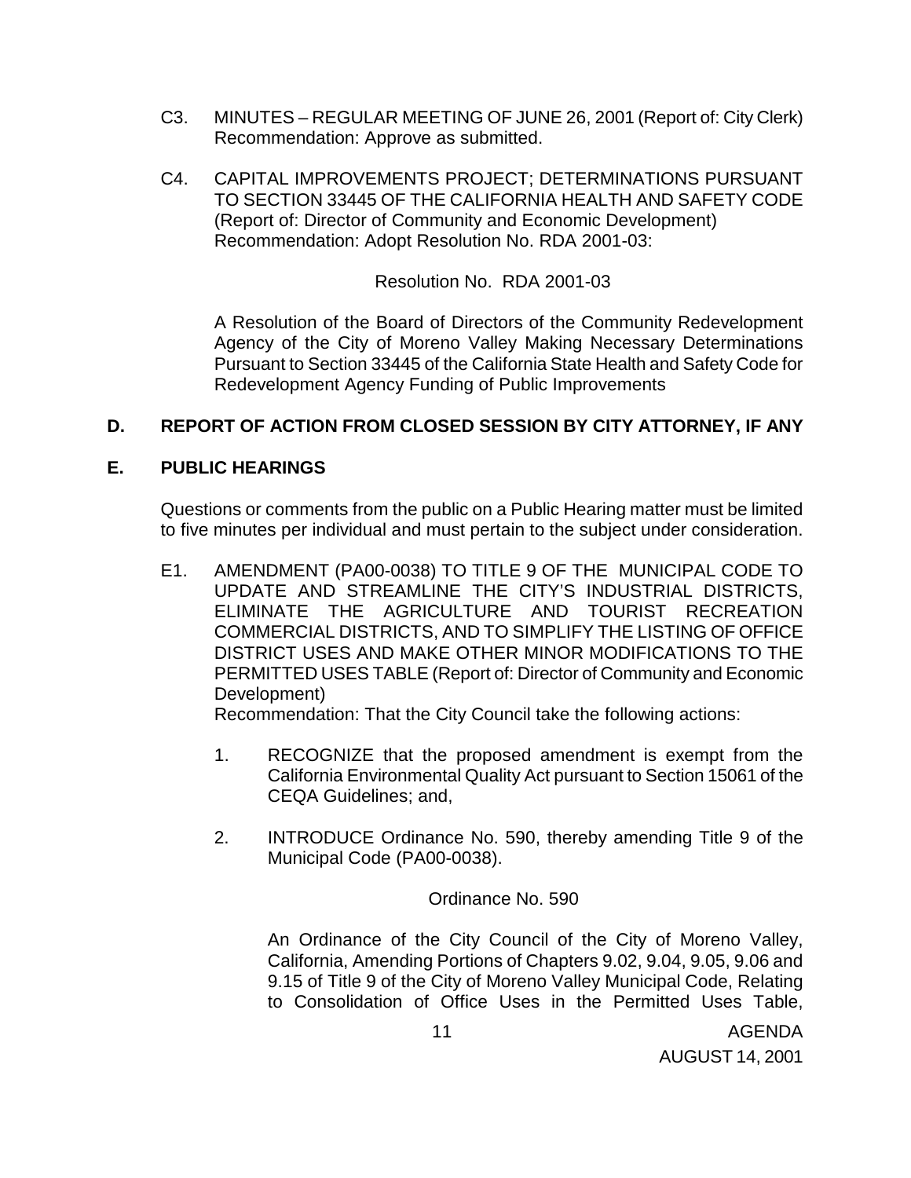C3. MINUTES – REGULAR MEETING OF JUNE 26, 2001 (Report of: City Clerk)
Recommendation: Approve as submitted.

C4. CAPITAL IMPROVEMENTS PROJECT; DETERMINATIONS PURSUANT TO SECTION 33445 OF THE CALIFORNIA HEALTH AND SAFETY CODE (Report of: Director of Community and Economic Development)
Recommendation: Adopt Resolution No. RDA 2001-03:

Resolution No. RDA 2001-03

A Resolution of the Board of Directors of the Community Redevelopment Agency of the City of Moreno Valley Making Necessary Determinations Pursuant to Section 33445 of the California State Health and Safety Code for Redevelopment Agency Funding of Public Improvements

## D. REPORT OF ACTION FROM CLOSED SESSION BY CITY ATTORNEY, IF ANY

## E. PUBLIC HEARINGS

Questions or comments from the public on a Public Hearing matter must be limited to five minutes per individual and must pertain to the subject under consideration.

E1. AMENDMENT (PA00-0038) TO TITLE 9 OF THE MUNICIPAL CODE TO UPDATE AND STREAMLINE THE CITY'S INDUSTRIAL DISTRICTS, ELIMINATE THE AGRICULTURE AND TOURIST RECREATION COMMERCIAL DISTRICTS, AND TO SIMPLIFY THE LISTING OF OFFICE DISTRICT USES AND MAKE OTHER MINOR MODIFICATIONS TO THE PERMITTED USES TABLE (Report of: Director of Community and Economic Development)
Recommendation: That the City Council take the following actions:

1. RECOGNIZE that the proposed amendment is exempt from the California Environmental Quality Act pursuant to Section 15061 of the CEQA Guidelines; and,

2. INTRODUCE Ordinance No. 590, thereby amending Title 9 of the Municipal Code (PA00-0038).

Ordinance No. 590

An Ordinance of the City Council of the City of Moreno Valley, California, Amending Portions of Chapters 9.02, 9.04, 9.05, 9.06 and 9.15 of Title 9 of the City of Moreno Valley Municipal Code, Relating to Consolidation of Office Uses in the Permitted Uses Table,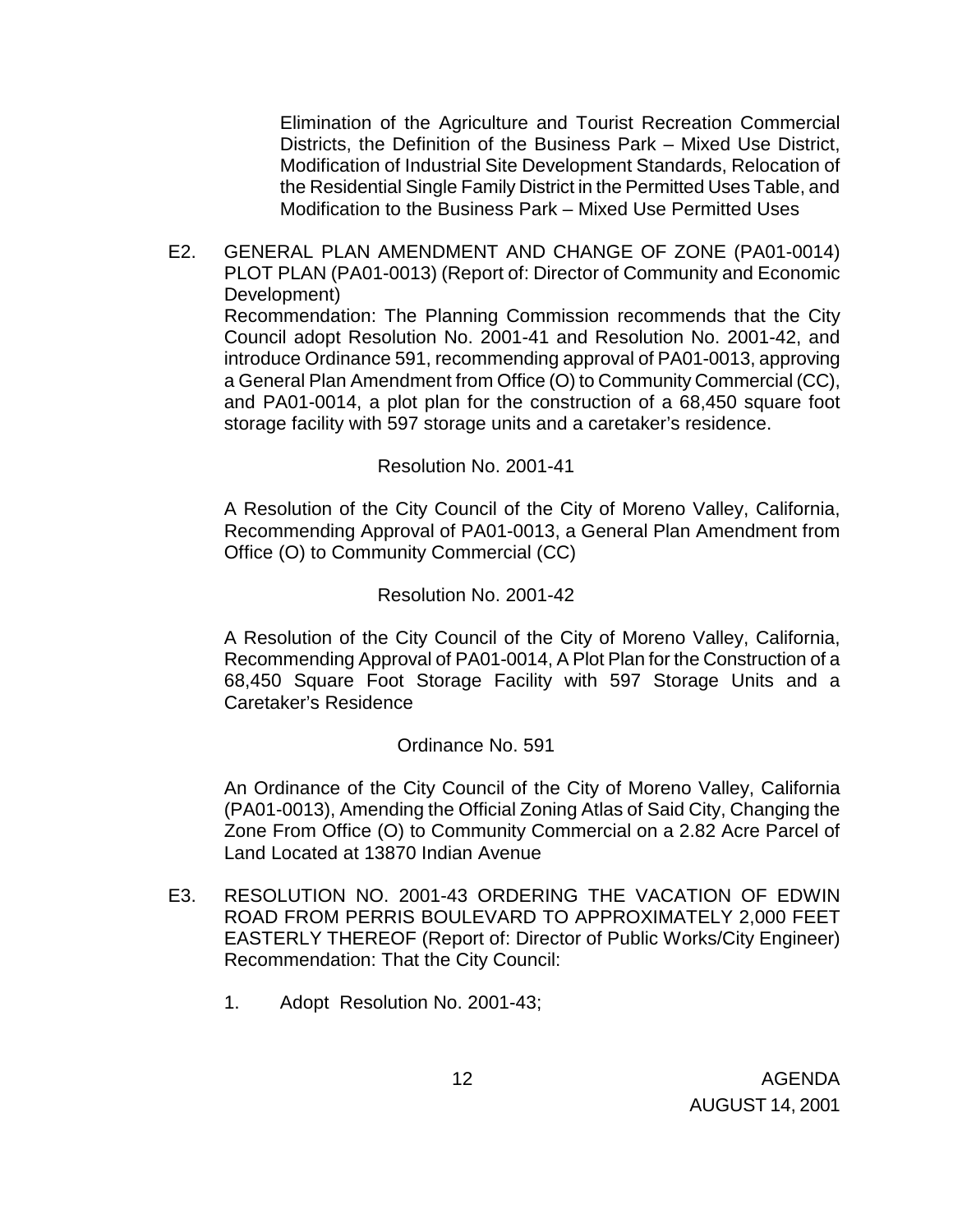Elimination of the Agriculture and Tourist Recreation Commercial Districts, the Definition of the Business Park – Mixed Use District, Modification of Industrial Site Development Standards, Relocation of the Residential Single Family District in the Permitted Uses Table, and Modification to the Business Park – Mixed Use Permitted Uses

E2. GENERAL PLAN AMENDMENT AND CHANGE OF ZONE (PA01-0014) PLOT PLAN (PA01-0013) (Report of: Director of Community and Economic Development)

Recommendation: The Planning Commission recommends that the City Council adopt Resolution No. 2001-41 and Resolution No. 2001-42, and introduce Ordinance 591, recommending approval of PA01-0013, approving a General Plan Amendment from Office (O) to Community Commercial (CC), and PA01-0014, a plot plan for the construction of a 68,450 square foot storage facility with 597 storage units and a caretaker's residence.

Resolution No. 2001-41

A Resolution of the City Council of the City of Moreno Valley, California, Recommending Approval of PA01-0013, a General Plan Amendment from Office (O) to Community Commercial (CC)

Resolution No. 2001-42

A Resolution of the City Council of the City of Moreno Valley, California, Recommending Approval of PA01-0014, A Plot Plan for the Construction of a 68,450 Square Foot Storage Facility with 597 Storage Units and a Caretaker's Residence

Ordinance No. 591

An Ordinance of the City Council of the City of Moreno Valley, California (PA01-0013), Amending the Official Zoning Atlas of Said City, Changing the Zone From Office (O) to Community Commercial on a 2.82 Acre Parcel of Land Located at 13870 Indian Avenue

E3. RESOLUTION NO. 2001-43 ORDERING THE VACATION OF EDWIN ROAD FROM PERRIS BOULEVARD TO APPROXIMATELY 2,000 FEET EASTERLY THEREOF (Report of: Director of Public Works/City Engineer)

Recommendation: That the City Council:

1. Adopt Resolution No. 2001-43;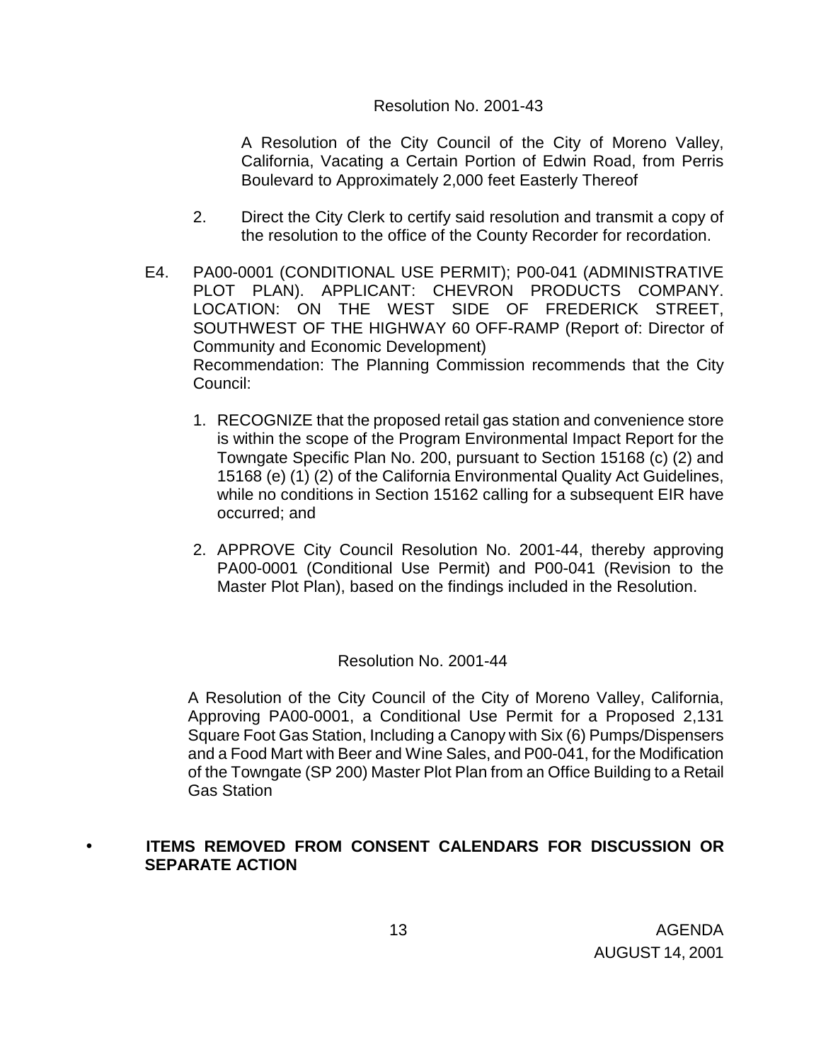Resolution No. 2001-43

A Resolution of the City Council of the City of Moreno Valley, California, Vacating a Certain Portion of Edwin Road, from Perris Boulevard to Approximately 2,000 feet Easterly Thereof

2. Direct the City Clerk to certify said resolution and transmit a copy of the resolution to the office of the County Recorder for recordation.

E4. PA00-0001 (CONDITIONAL USE PERMIT); P00-041 (ADMINISTRATIVE PLOT PLAN). APPLICANT: CHEVRON PRODUCTS COMPANY. LOCATION: ON THE WEST SIDE OF FREDERICK STREET, SOUTHWEST OF THE HIGHWAY 60 OFF-RAMP (Report of: Director of Community and Economic Development)
Recommendation: The Planning Commission recommends that the City Council:

1. RECOGNIZE that the proposed retail gas station and convenience store is within the scope of the Program Environmental Impact Report for the Towngate Specific Plan No. 200, pursuant to Section 15168 (c) (2) and 15168 (e) (1) (2) of the California Environmental Quality Act Guidelines, while no conditions in Section 15162 calling for a subsequent EIR have occurred; and

2. APPROVE City Council Resolution No. 2001-44, thereby approving PA00-0001 (Conditional Use Permit) and P00-041 (Revision to the Master Plot Plan), based on the findings included in the Resolution.

Resolution No. 2001-44

A Resolution of the City Council of the City of Moreno Valley, California, Approving PA00-0001, a Conditional Use Permit for a Proposed 2,131 Square Foot Gas Station, Including a Canopy with Six (6) Pumps/Dispensers and a Food Mart with Beer and Wine Sales, and P00-041, for the Modification of the Towngate (SP 200) Master Plot Plan from an Office Building to a Retail Gas Station

- **ITEMS REMOVED FROM CONSENT CALENDARS FOR DISCUSSION OR SEPARATE ACTION**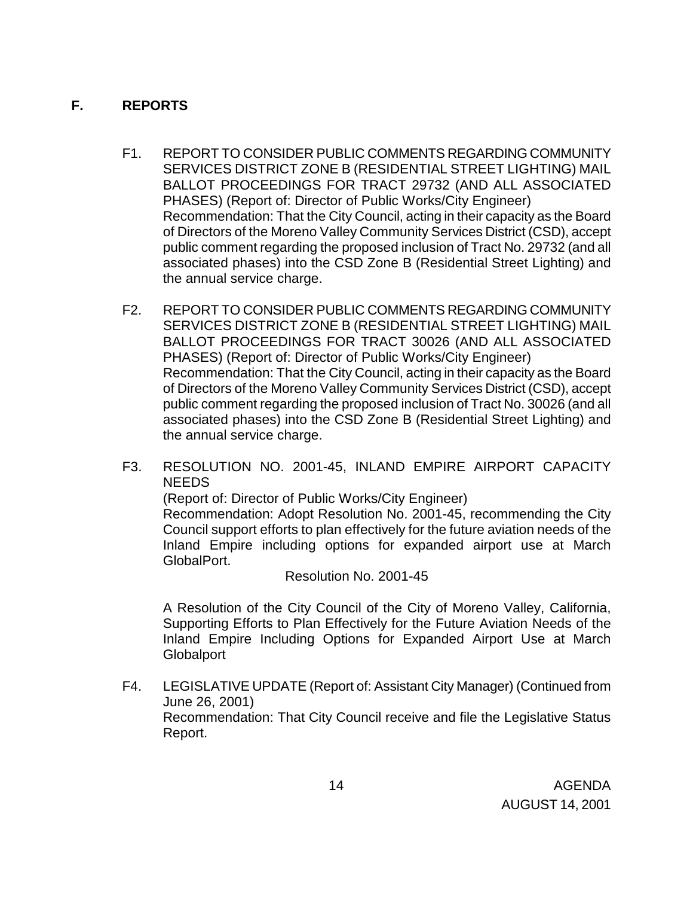## F. REPORTS

F1. REPORT TO CONSIDER PUBLIC COMMENTS REGARDING COMMUNITY SERVICES DISTRICT ZONE B (RESIDENTIAL STREET LIGHTING) MAIL BALLOT PROCEEDINGS FOR TRACT 29732 (AND ALL ASSOCIATED PHASES) (Report of: Director of Public Works/City Engineer)
Recommendation: That the City Council, acting in their capacity as the Board of Directors of the Moreno Valley Community Services District (CSD), accept public comment regarding the proposed inclusion of Tract No. 29732 (and all associated phases) into the CSD Zone B (Residential Street Lighting) and the annual service charge.

F2. REPORT TO CONSIDER PUBLIC COMMENTS REGARDING COMMUNITY SERVICES DISTRICT ZONE B (RESIDENTIAL STREET LIGHTING) MAIL BALLOT PROCEEDINGS FOR TRACT 30026 (AND ALL ASSOCIATED PHASES) (Report of: Director of Public Works/City Engineer)
Recommendation: That the City Council, acting in their capacity as the Board of Directors of the Moreno Valley Community Services District (CSD), accept public comment regarding the proposed inclusion of Tract No. 30026 (and all associated phases) into the CSD Zone B (Residential Street Lighting) and the annual service charge.

F3. RESOLUTION NO. 2001-45, INLAND EMPIRE AIRPORT CAPACITY NEEDS
(Report of: Director of Public Works/City Engineer)
Recommendation: Adopt Resolution No. 2001-45, recommending the City Council support efforts to plan effectively for the future aviation needs of the Inland Empire including options for expanded airport use at March GlobalPort.

Resolution No. 2001-45

A Resolution of the City Council of the City of Moreno Valley, California, Supporting Efforts to Plan Effectively for the Future Aviation Needs of the Inland Empire Including Options for Expanded Airport Use at March Globalport

F4. LEGISLATIVE UPDATE (Report of: Assistant City Manager) (Continued from June 26, 2001)
Recommendation: That City Council receive and file the Legislative Status Report.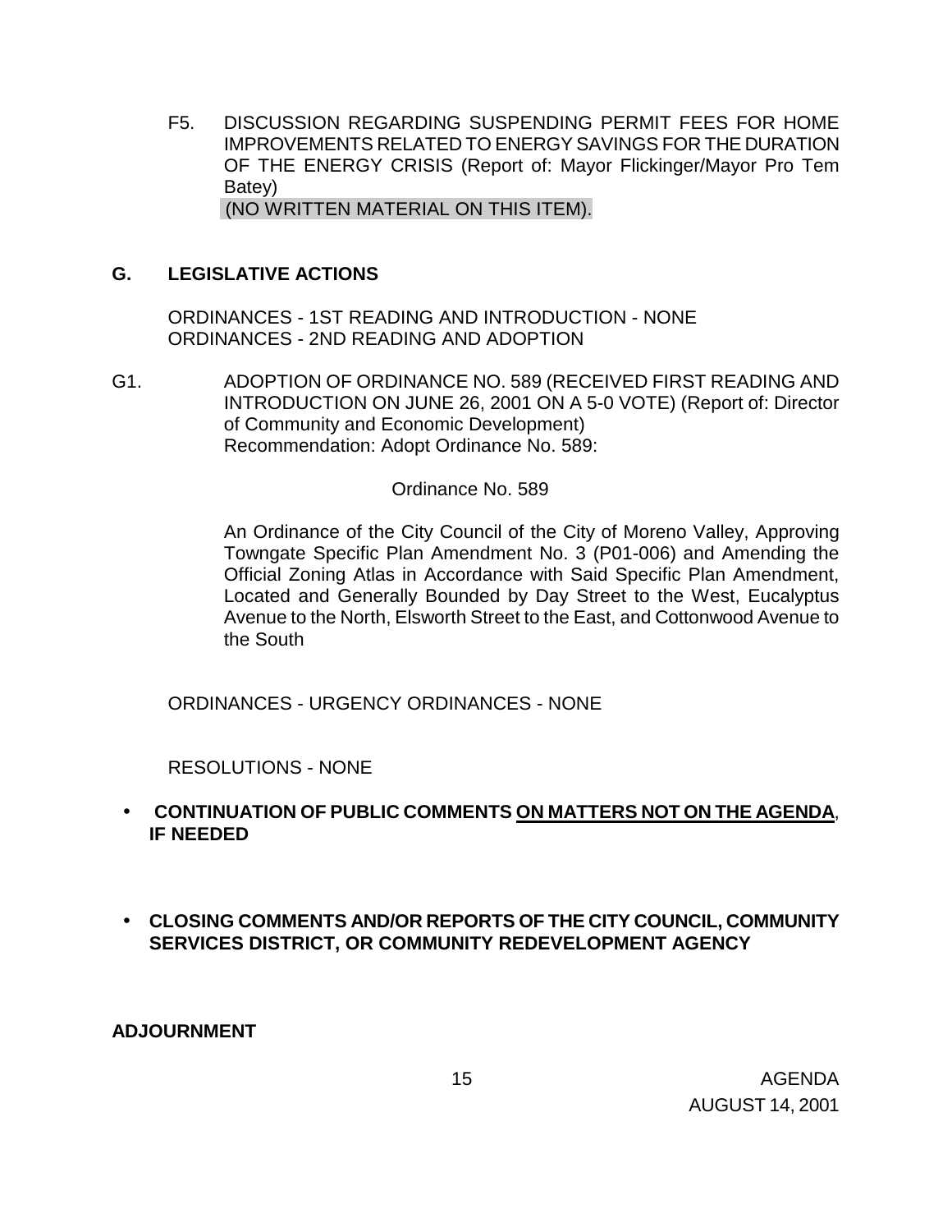F5. DISCUSSION REGARDING SUSPENDING PERMIT FEES FOR HOME IMPROVEMENTS RELATED TO ENERGY SAVINGS FOR THE DURATION OF THE ENERGY CRISIS (Report of: Mayor Flickinger/Mayor Pro Tem Batey)
(NO WRITTEN MATERIAL ON THIS ITEM).

## G. LEGISLATIVE ACTIONS

ORDINANCES - 1ST READING AND INTRODUCTION - NONE
ORDINANCES - 2ND READING AND ADOPTION

G1. ADOPTION OF ORDINANCE NO. 589 (RECEIVED FIRST READING AND INTRODUCTION ON JUNE 26, 2001 ON A 5-0 VOTE) (Report of: Director of Community and Economic Development)
Recommendation: Adopt Ordinance No. 589:

Ordinance No. 589

An Ordinance of the City Council of the City of Moreno Valley, Approving Towngate Specific Plan Amendment No. 3 (P01-006) and Amending the Official Zoning Atlas in Accordance with Said Specific Plan Amendment, Located and Generally Bounded by Day Street to the West, Eucalyptus Avenue to the North, Elsworth Street to the East, and Cottonwood Avenue to the South

ORDINANCES - URGENCY ORDINANCES - NONE

RESOLUTIONS - NONE

- **CONTINUATION OF PUBLIC COMMENTS ON MATTERS NOT ON THE AGENDA, IF NEEDED**

- **CLOSING COMMENTS AND/OR REPORTS OF THE CITY COUNCIL, COMMUNITY SERVICES DISTRICT, OR COMMUNITY REDEVELOPMENT AGENCY**

**ADJOURNMENT**